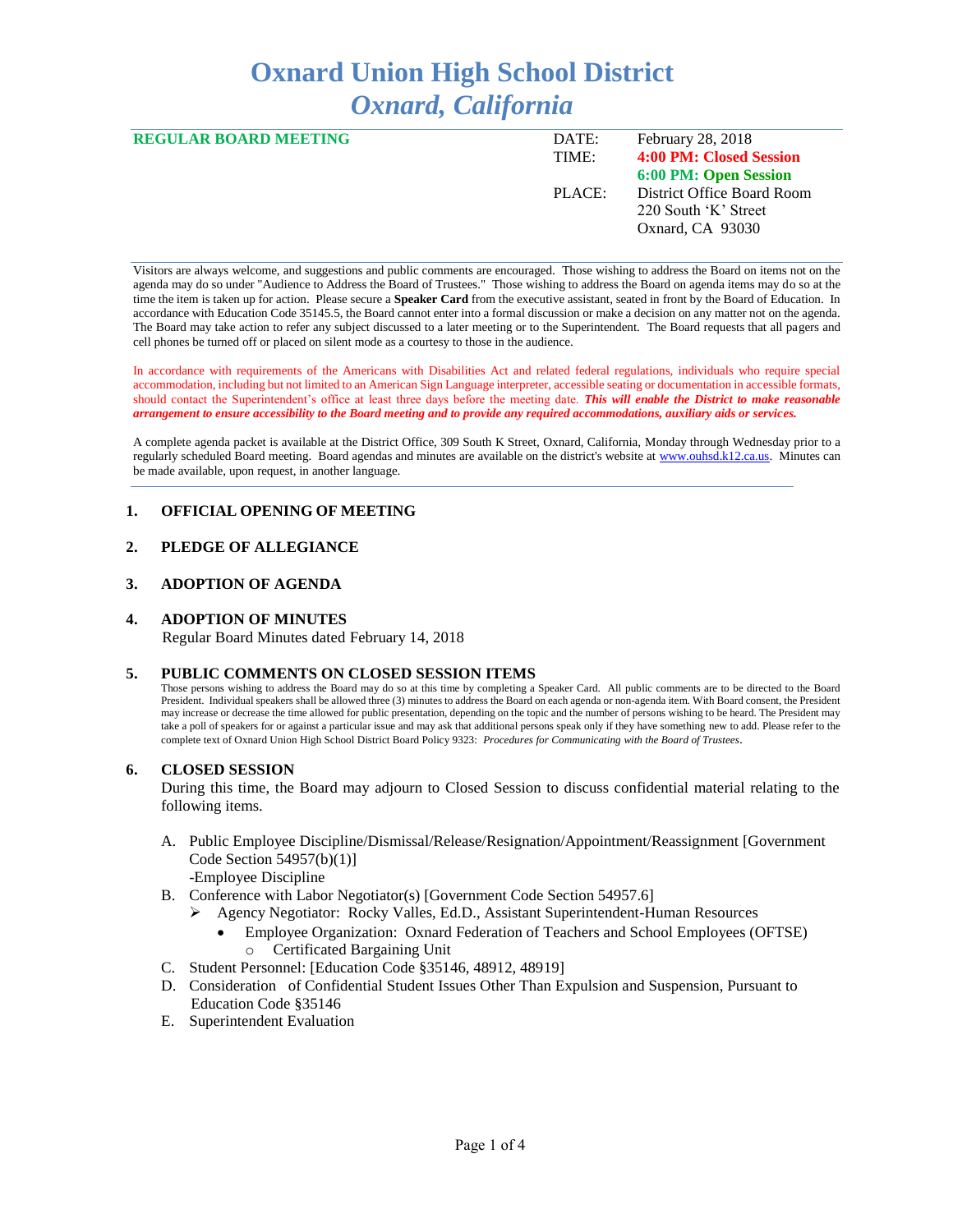# Oxnard Union High School District
## *Oxnard, California*

**REGULAR BOARD MEETING**

DATE: February 28, 2018
TIME: **4:00 PM: Closed Session**
**6:00 PM: Open Session**
PLACE: District Office Board Room
220 South 'K' Street
Oxnard, CA 93030

Visitors are always welcome, and suggestions and public comments are encouraged. Those wishing to address the Board on items not on the agenda may do so under "Audience to Address the Board of Trustees." Those wishing to address the Board on agenda items may do so at the time the item is taken up for action. Please secure a **Speaker Card** from the executive assistant, seated in front by the Board of Education. In accordance with Education Code 35145.5, the Board cannot enter into a formal discussion or make a decision on any matter not on the agenda. The Board may take action to refer any subject discussed to a later meeting or to the Superintendent. The Board requests that all pagers and cell phones be turned off or placed on silent mode as a courtesy to those in the audience.

In accordance with requirements of the Americans with Disabilities Act and related federal regulations, individuals who require special accommodation, including but not limited to an American Sign Language interpreter, accessible seating or documentation in accessible formats, should contact the Superintendent's office at least three days before the meeting date. ***This will enable the District to make reasonable arrangement to ensure accessibility to the Board meeting and to provide any required accommodations, auxiliary aids or services.***

A complete agenda packet is available at the District Office, 309 South K Street, Oxnard, California, Monday through Wednesday prior to a regularly scheduled Board meeting. Board agendas and minutes are available on the district's website at www.ouhsd.k12.ca.us. Minutes can be made available, upon request, in another language.

### 1. OFFICIAL OPENING OF MEETING

### 2. PLEDGE OF ALLEGIANCE

### 3. ADOPTION OF AGENDA

### 4. ADOPTION OF MINUTES

Regular Board Minutes dated February 14, 2018

### 5. PUBLIC COMMENTS ON CLOSED SESSION ITEMS

Those persons wishing to address the Board may do so at this time by completing a Speaker Card. All public comments are to be directed to the Board President. Individual speakers shall be allowed three (3) minutes to address the Board on each agenda or non-agenda item. With Board consent, the President may increase or decrease the time allowed for public presentation, depending on the topic and the number of persons wishing to be heard. The President may take a poll of speakers for or against a particular issue and may ask that additional persons speak only if they have something new to add. Please refer to the complete text of Oxnard Union High School District Board Policy 9323: *Procedures for Communicating with the Board of Trustees*.

### 6. CLOSED SESSION

During this time, the Board may adjourn to Closed Session to discuss confidential material relating to the following items.

A. Public Employee Discipline/Dismissal/Release/Resignation/Appointment/Reassignment [Government Code Section 54957(b)(1)]
   -Employee Discipline
B. Conference with Labor Negotiator(s) [Government Code Section 54957.6]
   - Agency Negotiator: Rocky Valles, Ed.D., Assistant Superintendent-Human Resources
     - Employee Organization: Oxnard Federation of Teachers and School Employees (OFTSE)
       - Certificated Bargaining Unit
C. Student Personnel: [Education Code §35146, 48912, 48919]
D. Consideration of Confidential Student Issues Other Than Expulsion and Suspension, Pursuant to Education Code §35146
E. Superintendent Evaluation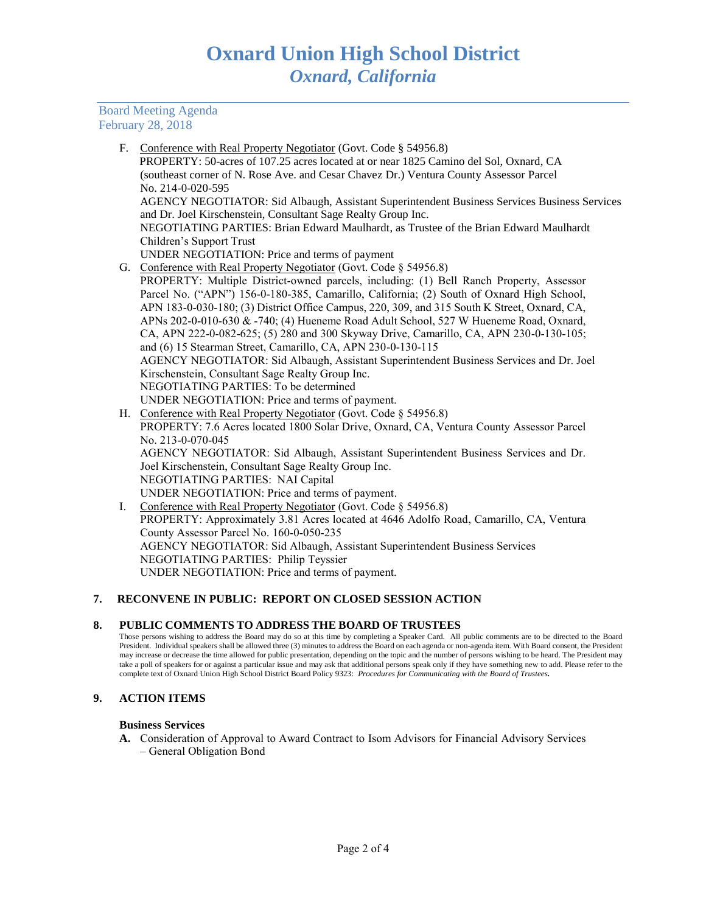F. Conference with Real Property Negotiator (Govt. Code § 54956.8)
PROPERTY: 50-acres of 107.25 acres located at or near 1825 Camino del Sol, Oxnard, CA (southeast corner of N. Rose Ave. and Cesar Chavez Dr.) Ventura County Assessor Parcel No. 214-0-020-595
AGENCY NEGOTIATOR: Sid Albaugh, Assistant Superintendent Business Services Business Services and Dr. Joel Kirschenstein, Consultant Sage Realty Group Inc.
NEGOTIATING PARTIES: Brian Edward Maulhardt, as Trustee of the Brian Edward Maulhardt Children's Support Trust
UNDER NEGOTIATION: Price and terms of payment

G. Conference with Real Property Negotiator (Govt. Code § 54956.8)
PROPERTY: Multiple District-owned parcels, including: (1) Bell Ranch Property, Assessor Parcel No. ("APN") 156-0-180-385, Camarillo, California; (2) South of Oxnard High School, APN 183-0-030-180; (3) District Office Campus, 220, 309, and 315 South K Street, Oxnard, CA, APNs 202-0-010-630 & -740; (4) Hueneme Road Adult School, 527 W Hueneme Road, Oxnard, CA, APN 222-0-082-625; (5) 280 and 300 Skyway Drive, Camarillo, CA, APN 230-0-130-105; and (6) 15 Stearman Street, Camarillo, CA, APN 230-0-130-115
AGENCY NEGOTIATOR: Sid Albaugh, Assistant Superintendent Business Services and Dr. Joel Kirschenstein, Consultant Sage Realty Group Inc.
NEGOTIATING PARTIES: To be determined
UNDER NEGOTIATION: Price and terms of payment.

H. Conference with Real Property Negotiator (Govt. Code § 54956.8)
PROPERTY: 7.6 Acres located 1800 Solar Drive, Oxnard, CA, Ventura County Assessor Parcel No. 213-0-070-045
AGENCY NEGOTIATOR: Sid Albaugh, Assistant Superintendent Business Services and Dr. Joel Kirschenstein, Consultant Sage Realty Group Inc.
NEGOTIATING PARTIES: NAI Capital
UNDER NEGOTIATION: Price and terms of payment.

I. Conference with Real Property Negotiator (Govt. Code § 54956.8)
PROPERTY: Approximately 3.81 Acres located at 4646 Adolfo Road, Camarillo, CA, Ventura County Assessor Parcel No. 160-0-050-235
AGENCY NEGOTIATOR: Sid Albaugh, Assistant Superintendent Business Services
NEGOTIATING PARTIES: Philip Teyssier
UNDER NEGOTIATION: Price and terms of payment.

## 7. RECONVENE IN PUBLIC: REPORT ON CLOSED SESSION ACTION

## 8. PUBLIC COMMENTS TO ADDRESS THE BOARD OF TRUSTEES

Those persons wishing to address the Board may do so at this time by completing a Speaker Card. All public comments are to be directed to the Board President. Individual speakers shall be allowed three (3) minutes to address the Board on each agenda or non-agenda item. With Board consent, the President may increase or decrease the time allowed for public presentation, depending on the topic and the number of persons wishing to be heard. The President may take a poll of speakers for or against a particular issue and may ask that additional persons speak only if they have something new to add. Please refer to the complete text of Oxnard Union High School District Board Policy 9323: ***Procedures for Communicating with the Board of Trustees.***

## 9. ACTION ITEMS

**Business Services**

**A.** Consideration of Approval to Award Contract to Isom Advisors for Financial Advisory Services – General Obligation Bond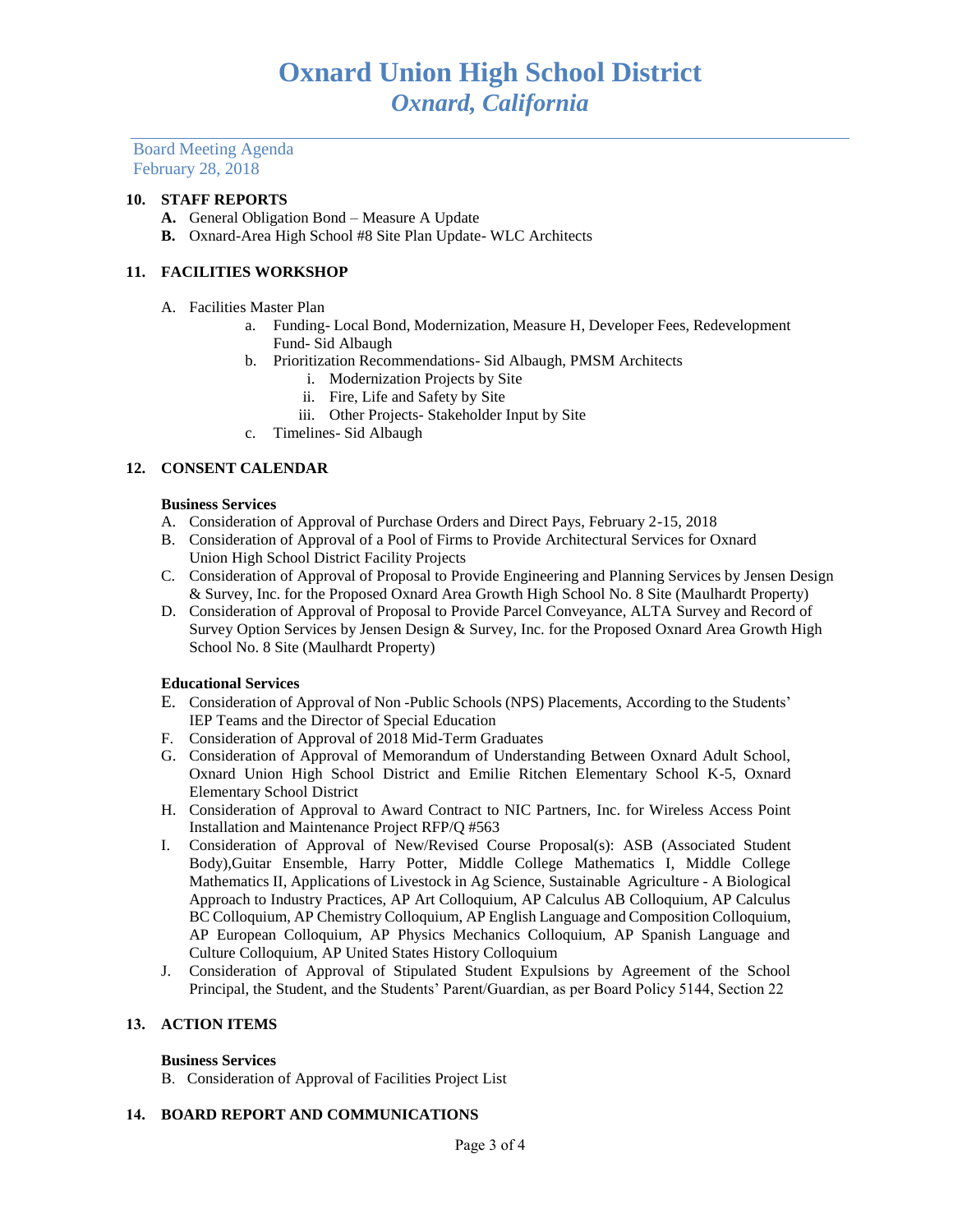# Oxnard Union High School District
## *Oxnard, California*

Board Meeting Agenda
February 28, 2018

**10. STAFF REPORTS**

- **A.** General Obligation Bond – Measure A Update
- **B.** Oxnard-Area High School #8 Site Plan Update- WLC Architects

**11. FACILITIES WORKSHOP**

A. Facilities Master Plan
   - a. Funding- Local Bond, Modernization, Measure H, Developer Fees, Redevelopment Fund- Sid Albaugh
   - b. Prioritization Recommendations- Sid Albaugh, PMSM Architects
     - i. Modernization Projects by Site
     - ii. Fire, Life and Safety by Site
     - iii. Other Projects- Stakeholder Input by Site
   - c. Timelines- Sid Albaugh

**12. CONSENT CALENDAR**

**Business Services**

A. Consideration of Approval of Purchase Orders and Direct Pays, February 2-15, 2018

B. Consideration of Approval of a Pool of Firms to Provide Architectural Services for Oxnard Union High School District Facility Projects

C. Consideration of Approval of Proposal to Provide Engineering and Planning Services by Jensen Design & Survey, Inc. for the Proposed Oxnard Area Growth High School No. 8 Site (Maulhardt Property)

D. Consideration of Approval of Proposal to Provide Parcel Conveyance, ALTA Survey and Record of Survey Option Services by Jensen Design & Survey, Inc. for the Proposed Oxnard Area Growth High School No. 8 Site (Maulhardt Property)

**Educational Services**

E. Consideration of Approval of Non -Public Schools (NPS) Placements, According to the Students' IEP Teams and the Director of Special Education

F. Consideration of Approval of 2018 Mid-Term Graduates

G. Consideration of Approval of Memorandum of Understanding Between Oxnard Adult School, Oxnard Union High School District and Emilie Ritchen Elementary School K-5, Oxnard Elementary School District

H. Consideration of Approval to Award Contract to NIC Partners, Inc. for Wireless Access Point Installation and Maintenance Project RFP/Q #563

I. Consideration of Approval of New/Revised Course Proposal(s): ASB (Associated Student Body),Guitar Ensemble, Harry Potter, Middle College Mathematics I, Middle College Mathematics II, Applications of Livestock in Ag Science, Sustainable Agriculture - A Biological Approach to Industry Practices, AP Art Colloquium, AP Calculus AB Colloquium, AP Calculus BC Colloquium, AP Chemistry Colloquium, AP English Language and Composition Colloquium, AP European Colloquium, AP Physics Mechanics Colloquium, AP Spanish Language and Culture Colloquium, AP United States History Colloquium

J. Consideration of Approval of Stipulated Student Expulsions by Agreement of the School Principal, the Student, and the Students' Parent/Guardian, as per Board Policy 5144, Section 22

**13. ACTION ITEMS**

**Business Services**

B. Consideration of Approval of Facilities Project List

**14. BOARD REPORT AND COMMUNICATIONS**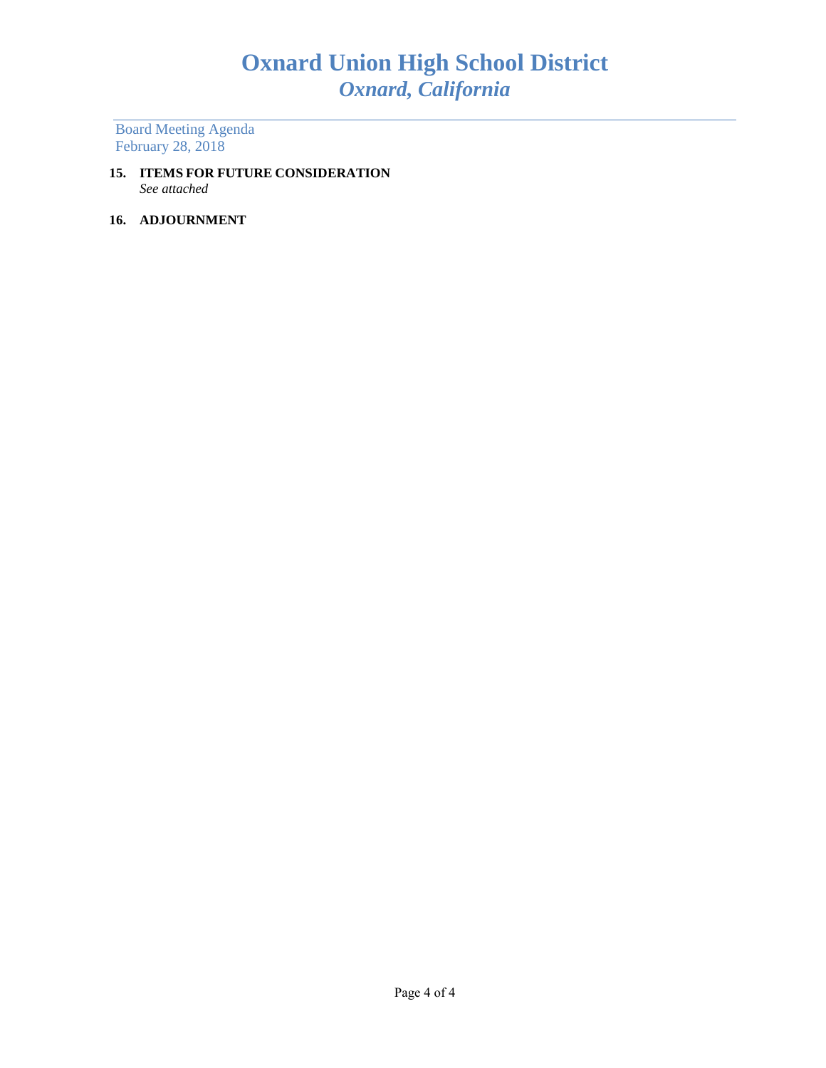15. **ITEMS FOR FUTURE CONSIDERATION**
    *See attached*

16. **ADJOURNMENT**